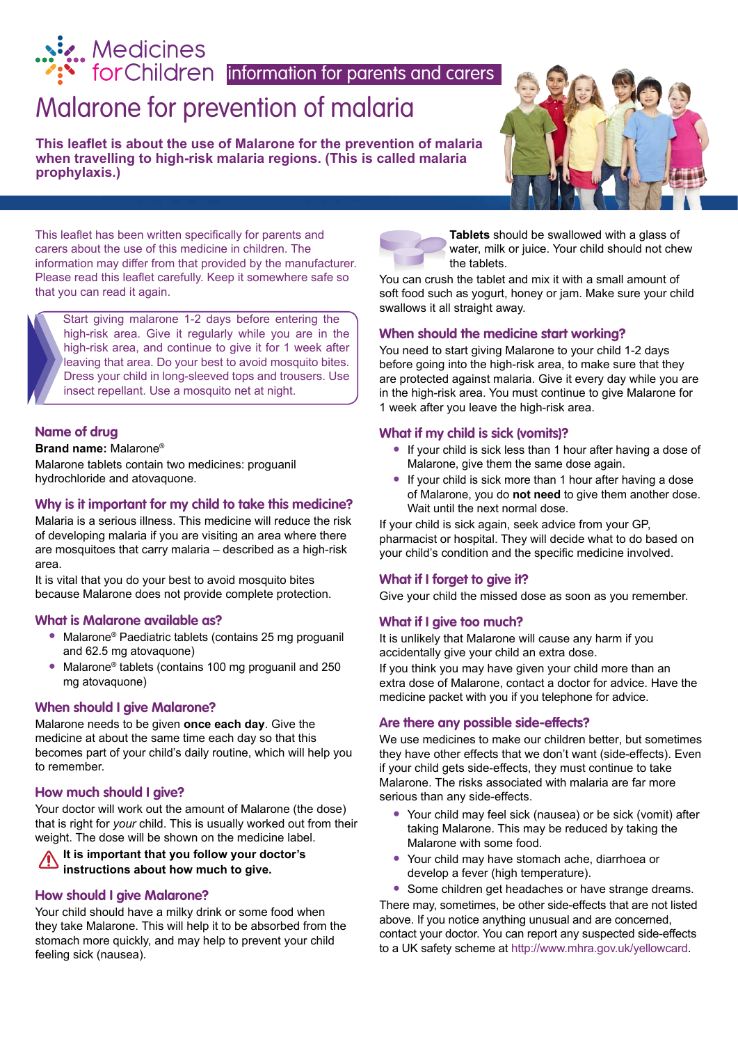Medicines for Children information for parents and carers

# Malarone for prevention of malaria

**This leaflet is about the use of Malarone for the prevention of malaria when travelling to high-risk malaria regions. (This is called malaria prophylaxis.)**

This leaflet has been written specifically for parents and carers about the use of this medicine in children. The information may differ from that provided by the manufacturer. Please read this leaflet carefully. Keep it somewhere safe so that you can read it again.

Start giving malarone 1-2 days before entering the high-risk area. Give it regularly while you are in the high-risk area, and continue to give it for 1 week after leaving that area. Do your best to avoid mosquito bites. Dress your child in long-sleeved tops and trousers. Use insect repellant. Use a mosquito net at night.

## Name of drug

**Brand name:** Malarone®

Malarone tablets contain two medicines: proguanil hydrochloride and atovaquone.

## Why is it important for my child to take this medicine?

Malaria is a serious illness. This medicine will reduce the risk of developing malaria if you are visiting an area where there are mosquitoes that carry malaria – described as a high-risk area.

It is vital that you do your best to avoid mosquito bites because Malarone does not provide complete protection.

## What is Malarone available as?

- Malarone® Paediatric tablets (contains 25 mg proguanil and 62.5 mg atovaquone)
- Malarone® tablets (contains 100 mg proguanil and 250 mg atovaquone)

## When should I give Malarone?

Malarone needs to be given **once each day**. Give the medicine at about the same time each day so that this becomes part of your child's daily routine, which will help you to remember.

## How much should I give?

Your doctor will work out the amount of Malarone (the dose) that is right for *your* child. This is usually worked out from their weight. The dose will be shown on the medicine label.

**It is important that you follow your doctor's instructions about how much to give.**

## How should I give Malarone?

Your child should have a milky drink or some food when they take Malarone. This will help it to be absorbed from the stomach more quickly, and may help to prevent your child feeling sick (nausea).

**Tablets** should be swallowed with a glass of water, milk or juice. Your child should not chew the tablets.

You can crush the tablet and mix it with a small amount of soft food such as yogurt, honey or jam. Make sure your child swallows it all straight away.

## When should the medicine start working?

You need to start giving Malarone to your child 1-2 days before going into the high-risk area, to make sure that they are protected against malaria. Give it every day while you are in the high-risk area. You must continue to give Malarone for 1 week after you leave the high-risk area.

## What if my child is sick (vomits)?

- If your child is sick less than 1 hour after having a dose of Malarone, give them the same dose again.
- If your child is sick more than 1 hour after having a dose of Malarone, you do **not need** to give them another dose. Wait until the next normal dose.

If your child is sick again, seek advice from your GP, pharmacist or hospital. They will decide what to do based on your child's condition and the specific medicine involved.

## What if I forget to give it?

Give your child the missed dose as soon as you remember.

## What if I give too much?

It is unlikely that Malarone will cause any harm if you accidentally give your child an extra dose.

If you think you may have given your child more than an extra dose of Malarone, contact a doctor for advice. Have the medicine packet with you if you telephone for advice.

## Are there any possible side-effects?

We use medicines to make our children better, but sometimes they have other effects that we don't want (side-effects). Even if your child gets side-effects, they must continue to take Malarone. The risks associated with malaria are far more serious than any side-effects.

- Your child may feel sick (nausea) or be sick (vomit) after taking Malarone. This may be reduced by taking the Malarone with some food.
- Your child may have stomach ache, diarrhoea or develop a fever (high temperature).
- Some children get headaches or have strange dreams.

There may, sometimes, be other side-effects that are not listed above. If you notice anything unusual and are concerned, contact your doctor. You can report any suspected side-effects to a UK safety scheme at http://www.mhra.gov.uk/yellowcard.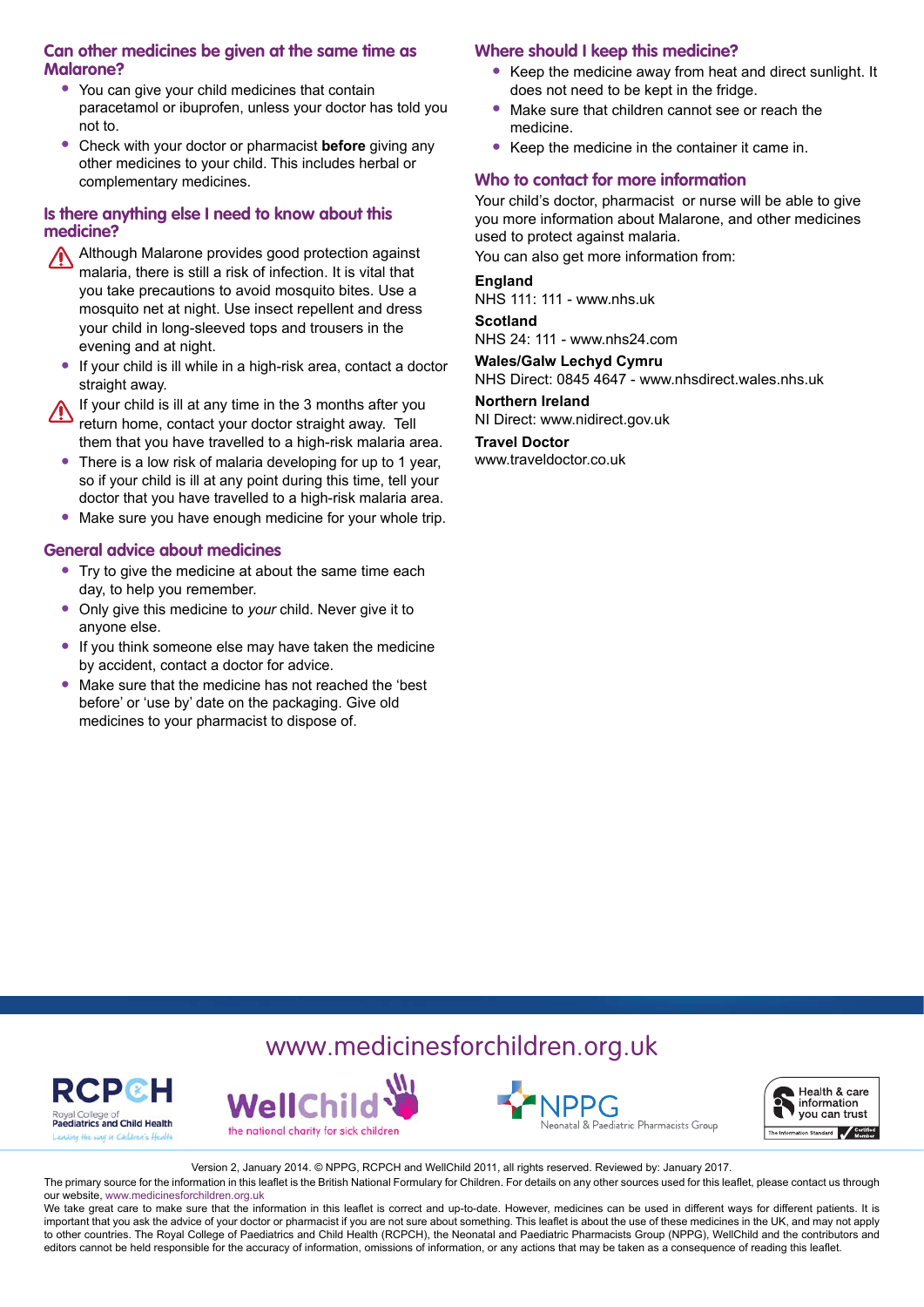## Can other medicines be given at the same time as Malarone?

- You can give your child medicines that contain paracetamol or ibuprofen, unless your doctor has told you not to.
- Check with your doctor or pharmacist **before** giving any other medicines to your child. This includes herbal or complementary medicines.

## Is there anything else I need to know about this medicine?

- Although Malarone provides good protection against malaria, there is still a risk of infection. It is vital that you take precautions to avoid mosquito bites. Use a mosquito net at night. Use insect repellent and dress your child in long-sleeved tops and trousers in the evening and at night.
- If your child is ill while in a high-risk area, contact a doctor straight away.
- If your child is ill at any time in the 3 months after you return home, contact your doctor straight away. Tell them that you have travelled to a high-risk malaria area.
- There is a low risk of malaria developing for up to 1 year, so if your child is ill at any point during this time, tell your doctor that you have travelled to a high-risk malaria area.
- Make sure you have enough medicine for your whole trip.

## General advice about medicines

- Try to give the medicine at about the same time each day, to help you remember.
- Only give this medicine to *your* child. Never give it to anyone else.
- If you think someone else may have taken the medicine by accident, contact a doctor for advice.
- Make sure that the medicine has not reached the 'best before' or 'use by' date on the packaging. Give old medicines to your pharmacist to dispose of.

## Where should I keep this medicine?

- Keep the medicine away from heat and direct sunlight. It does not need to be kept in the fridge.
- Make sure that children cannot see or reach the medicine.
- Keep the medicine in the container it came in.

## Who to contact for more information

Your child's doctor, pharmacist or nurse will be able to give you more information about Malarone, and other medicines used to protect against malaria.

You can also get more information from:

**England**
NHS 111: 111 - www.nhs.uk

**Scotland**
NHS 24: 111 - www.nhs24.com

**Wales/Galw Lechyd Cymru**
NHS Direct: 0845 4647 - www.nhsdirect.wales.nhs.uk

**Northern Ireland**
NI Direct: www.nidirect.gov.uk

**Travel Doctor**
www.traveldoctor.co.uk

www.medicinesforchildren.org.uk

RCPCH Royal College of Paediatrics and Child Health — Leading the way in Children's Health

WellChild — the national charity for sick children

NPPG Neonatal & Paediatric Pharmacists Group

Health & care information you can trust — The Information Standard — Certified Member

Version 2, January 2014. © NPPG, RCPCH and WellChild 2011, all rights reserved. Reviewed by: January 2017.

The primary source for the information in this leaflet is the British National Formulary for Children. For details on any other sources used for this leaflet, please contact us through our website, www.medicinesforchildren.org.uk

We take great care to make sure that the information in this leaflet is correct and up-to-date. However, medicines can be used in different ways for different patients. It is important that you ask the advice of your doctor or pharmacist if you are not sure about something. This leaflet is about the use of these medicines in the UK, and may not apply to other countries. The Royal College of Paediatrics and Child Health (RCPCH), the Neonatal and Paediatric Pharmacists Group (NPPG), WellChild and the contributors and editors cannot be held responsible for the accuracy of information, omissions of information, or any actions that may be taken as a consequence of reading this leaflet.